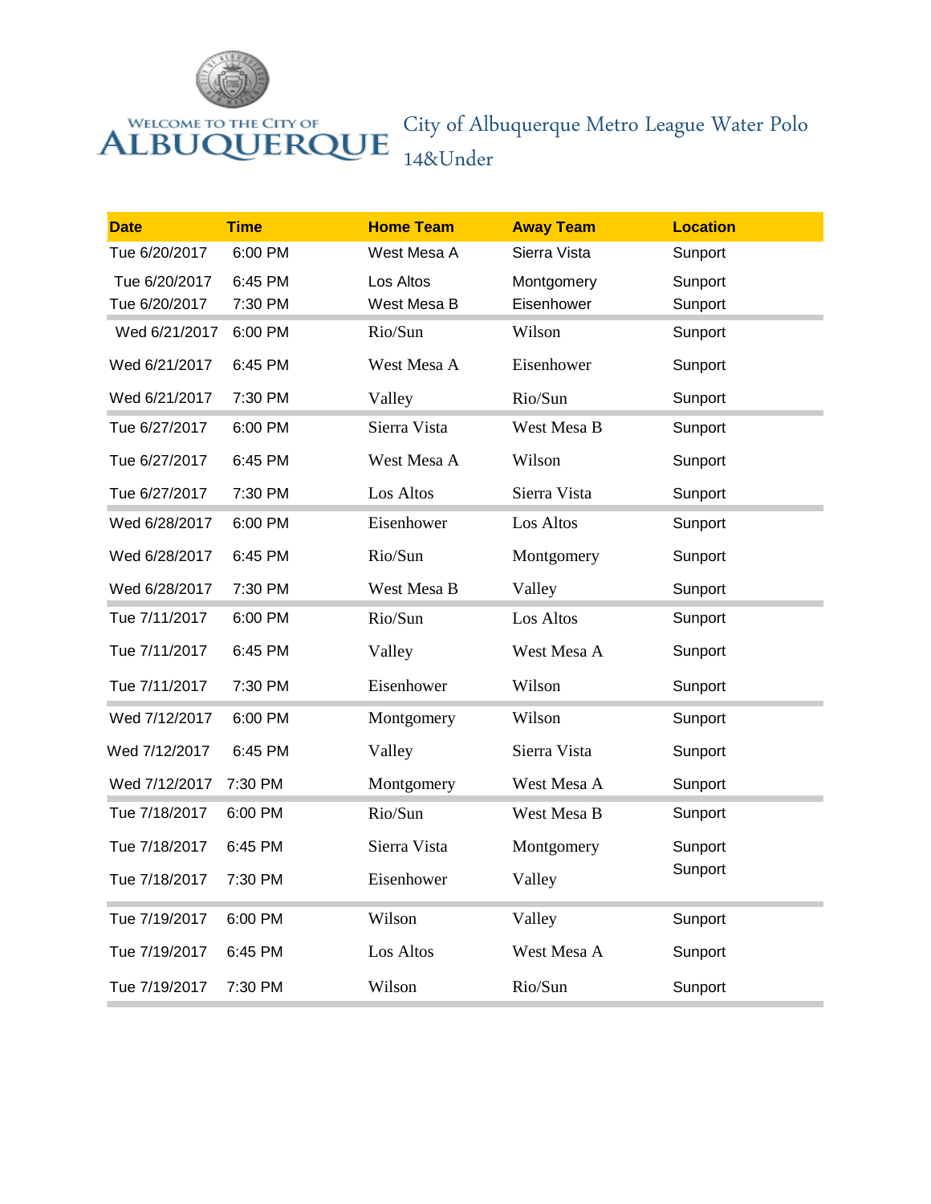WELCOME TO THE CITY OF ALBUQUERQUE

# City of Albuquerque Metro League Water Polo 14&Under

| Date | Time | Home Team | Away Team | Location |
|---|---|---|---|---|
| Tue 6/20/2017 | 6:00 PM | West Mesa A | Sierra Vista | Sunport |
| Tue 6/20/2017 | 6:45 PM | Los Altos | Montgomery | Sunport |
| Tue 6/20/2017 | 7:30 PM | West Mesa B | Eisenhower | Sunport |
| Wed 6/21/2017 | 6:00 PM | Rio/Sun | Wilson | Sunport |
| Wed 6/21/2017 | 6:45 PM | West Mesa A | Eisenhower | Sunport |
| Wed 6/21/2017 | 7:30 PM | Valley | Rio/Sun | Sunport |
| Tue 6/27/2017 | 6:00 PM | Sierra Vista | West Mesa B | Sunport |
| Tue 6/27/2017 | 6:45 PM | West Mesa A | Wilson | Sunport |
| Tue 6/27/2017 | 7:30 PM | Los Altos | Sierra Vista | Sunport |
| Wed 6/28/2017 | 6:00 PM | Eisenhower | Los Altos | Sunport |
| Wed 6/28/2017 | 6:45 PM | Rio/Sun | Montgomery | Sunport |
| Wed 6/28/2017 | 7:30 PM | West Mesa B | Valley | Sunport |
| Tue 7/11/2017 | 6:00 PM | Rio/Sun | Los Altos | Sunport |
| Tue 7/11/2017 | 6:45 PM | Valley | West Mesa A | Sunport |
| Tue 7/11/2017 | 7:30 PM | Eisenhower | Wilson | Sunport |
| Wed 7/12/2017 | 6:00 PM | Montgomery | Wilson | Sunport |
| Wed 7/12/2017 | 6:45 PM | Valley | Sierra Vista | Sunport |
| Wed 7/12/2017 | 7:30 PM | Montgomery | West Mesa A | Sunport |
| Tue 7/18/2017 | 6:00 PM | Rio/Sun | West Mesa B | Sunport |
| Tue 7/18/2017 | 6:45 PM | Sierra Vista | Montgomery | Sunport |
| Tue 7/18/2017 | 7:30 PM | Eisenhower | Valley | Sunport |
| Tue 7/19/2017 | 6:00 PM | Wilson | Valley | Sunport |
| Tue 7/19/2017 | 6:45 PM | Los Altos | West Mesa A | Sunport |
| Tue 7/19/2017 | 7:30 PM | Wilson | Rio/Sun | Sunport |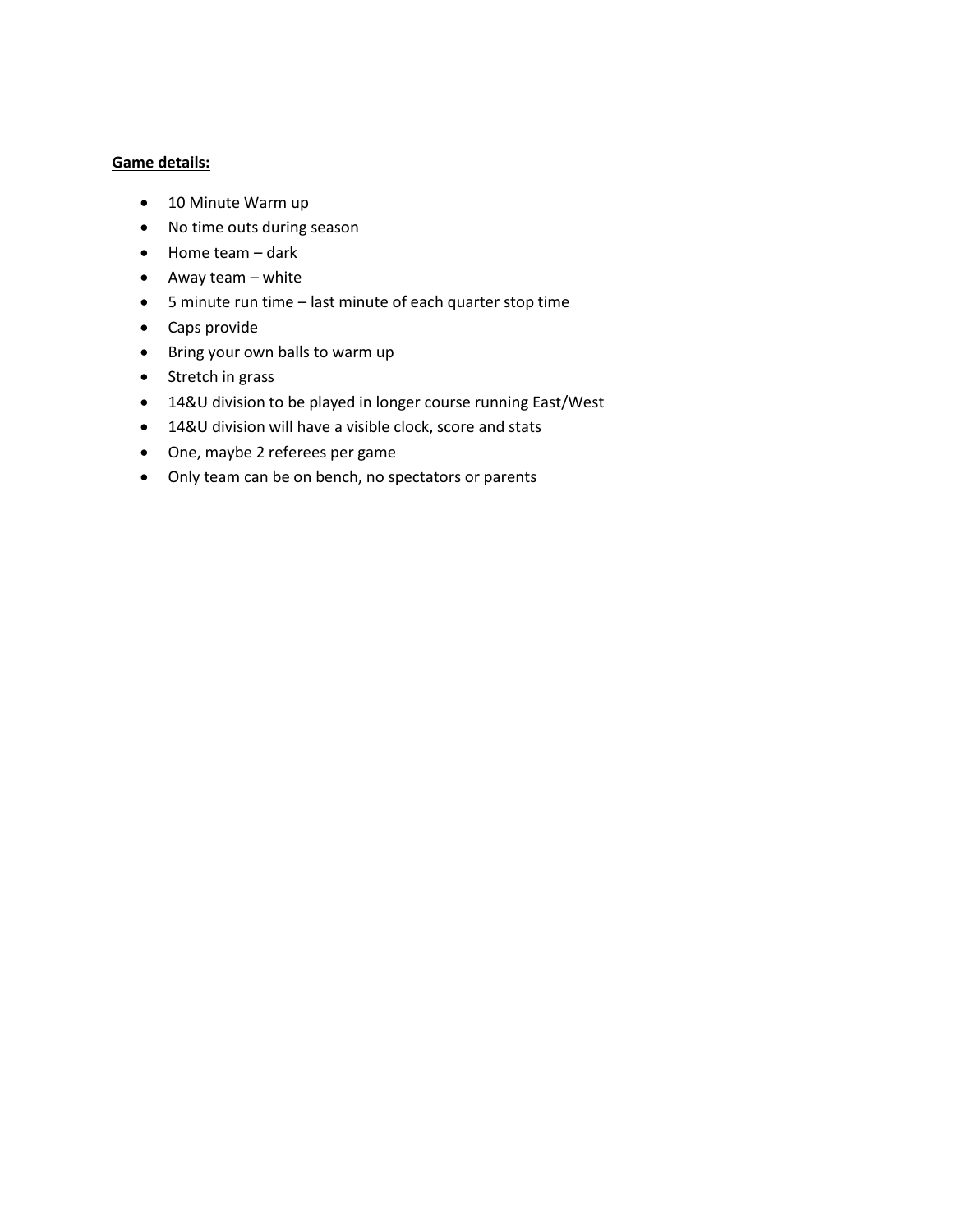**Game details:**

- 10 Minute Warm up
- No time outs during season
- Home team – dark
- Away team – white
- 5 minute run time – last minute of each quarter stop time
- Caps provide
- Bring your own balls to warm up
- Stretch in grass
- 14&U division to be played in longer course running East/West
- 14&U division will have a visible clock, score and stats
- One, maybe 2 referees per game
- Only team can be on bench, no spectators or parents